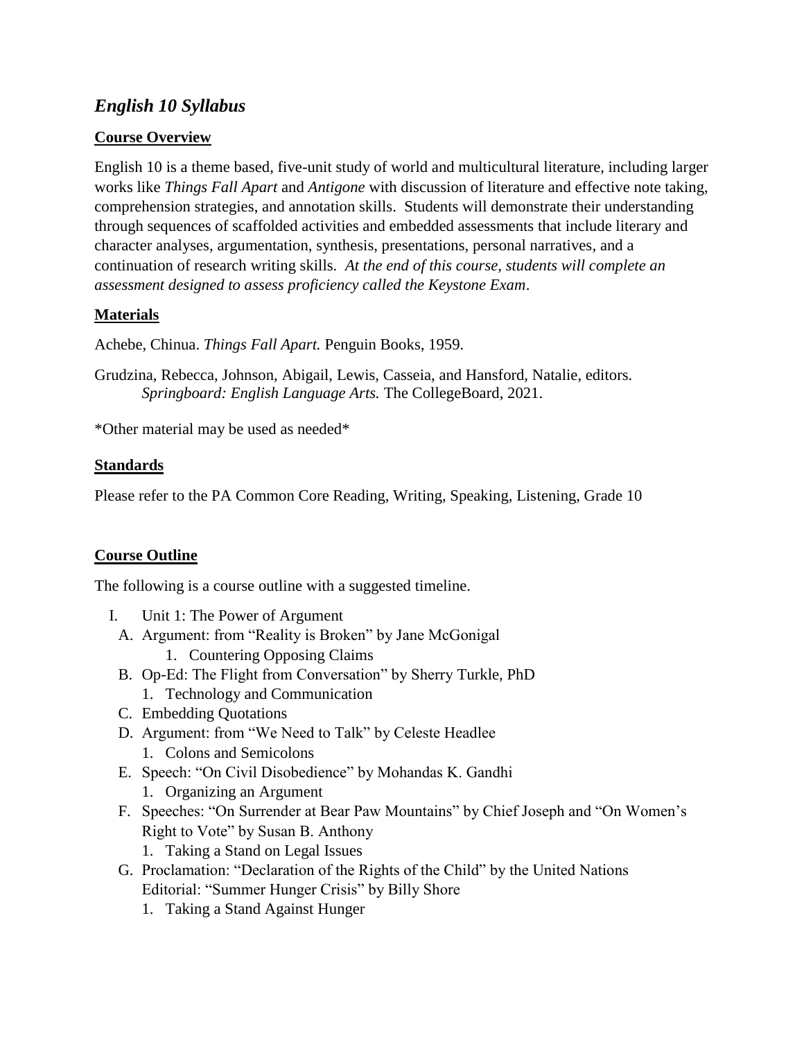# *English 10 Syllabus*

## Course Overview

English 10 is a theme based, five-unit study of world and multicultural literature, including larger works like *Things Fall Apart* and *Antigone* with discussion of literature and effective note taking, comprehension strategies, and annotation skills. Students will demonstrate their understanding through sequences of scaffolded activities and embedded assessments that include literary and character analyses, argumentation, synthesis, presentations, personal narratives, and a continuation of research writing skills. *At the end of this course, students will complete an assessment designed to assess proficiency called the Keystone Exam*.

## Materials

Achebe, Chinua. *Things Fall Apart.* Penguin Books, 1959.

Grudzina, Rebecca, Johnson, Abigail, Lewis, Casseia, and Hansford, Natalie, editors. *Springboard: English Language Arts.* The CollegeBoard, 2021.

*Other material may be used as needed*

## Standards

Please refer to the PA Common Core Reading, Writing, Speaking, Listening, Grade 10

## Course Outline

The following is a course outline with a suggested timeline.

I. Unit 1: The Power of Argument
  A. Argument: from "Reality is Broken" by Jane McGonigal
    1. Countering Opposing Claims
  B. Op-Ed: The Flight from Conversation" by Sherry Turkle, PhD
    1. Technology and Communication
  C. Embedding Quotations
  D. Argument: from "We Need to Talk" by Celeste Headlee
    1. Colons and Semicolons
  E. Speech: "On Civil Disobedience" by Mohandas K. Gandhi
    1. Organizing an Argument
  F. Speeches: "On Surrender at Bear Paw Mountains" by Chief Joseph and "On Women's Right to Vote" by Susan B. Anthony
    1. Taking a Stand on Legal Issues
  G. Proclamation: "Declaration of the Rights of the Child" by the United Nations
     Editorial: "Summer Hunger Crisis" by Billy Shore
    1. Taking a Stand Against Hunger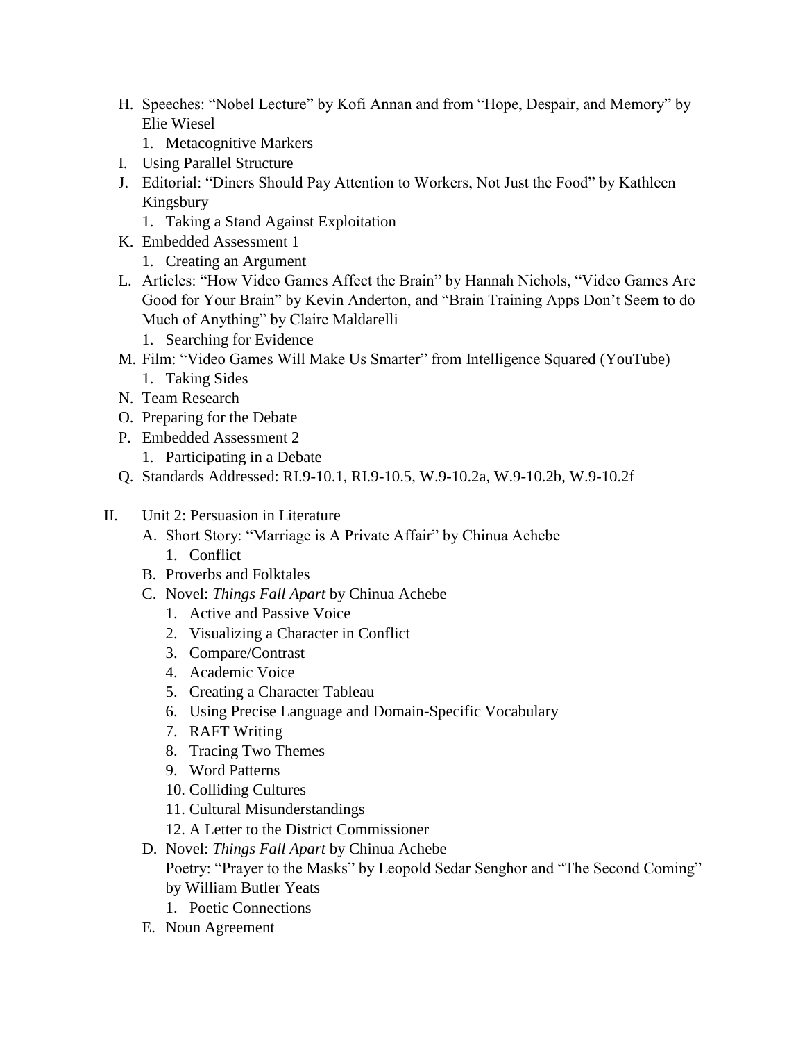H. Speeches: "Nobel Lecture" by Kofi Annan and from "Hope, Despair, and Memory" by Elie Wiesel
   1. Metacognitive Markers

I. Using Parallel Structure

J. Editorial: "Diners Should Pay Attention to Workers, Not Just the Food" by Kathleen Kingsbury
   1. Taking a Stand Against Exploitation

K. Embedded Assessment 1
   1. Creating an Argument

L. Articles: "How Video Games Affect the Brain" by Hannah Nichols, "Video Games Are Good for Your Brain" by Kevin Anderton, and "Brain Training Apps Don't Seem to do Much of Anything" by Claire Maldarelli
   1. Searching for Evidence

M. Film: "Video Games Will Make Us Smarter" from Intelligence Squared (YouTube)
   1. Taking Sides

N. Team Research

O. Preparing for the Debate

P. Embedded Assessment 2
   1. Participating in a Debate

Q. Standards Addressed: RI.9-10.1, RI.9-10.5, W.9-10.2a, W.9-10.2b, W.9-10.2f

II. Unit 2: Persuasion in Literature

A. Short Story: "Marriage is A Private Affair" by Chinua Achebe
   1. Conflict

B. Proverbs and Folktales

C. Novel: *Things Fall Apart* by Chinua Achebe
   1. Active and Passive Voice
   2. Visualizing a Character in Conflict
   3. Compare/Contrast
   4. Academic Voice
   5. Creating a Character Tableau
   6. Using Precise Language and Domain-Specific Vocabulary
   7. RAFT Writing
   8. Tracing Two Themes
   9. Word Patterns
   10. Colliding Cultures
   11. Cultural Misunderstandings
   12. A Letter to the District Commissioner

D. Novel: *Things Fall Apart* by Chinua Achebe
   Poetry: "Prayer to the Masks" by Leopold Sedar Senghor and "The Second Coming" by William Butler Yeats
   1. Poetic Connections

E. Noun Agreement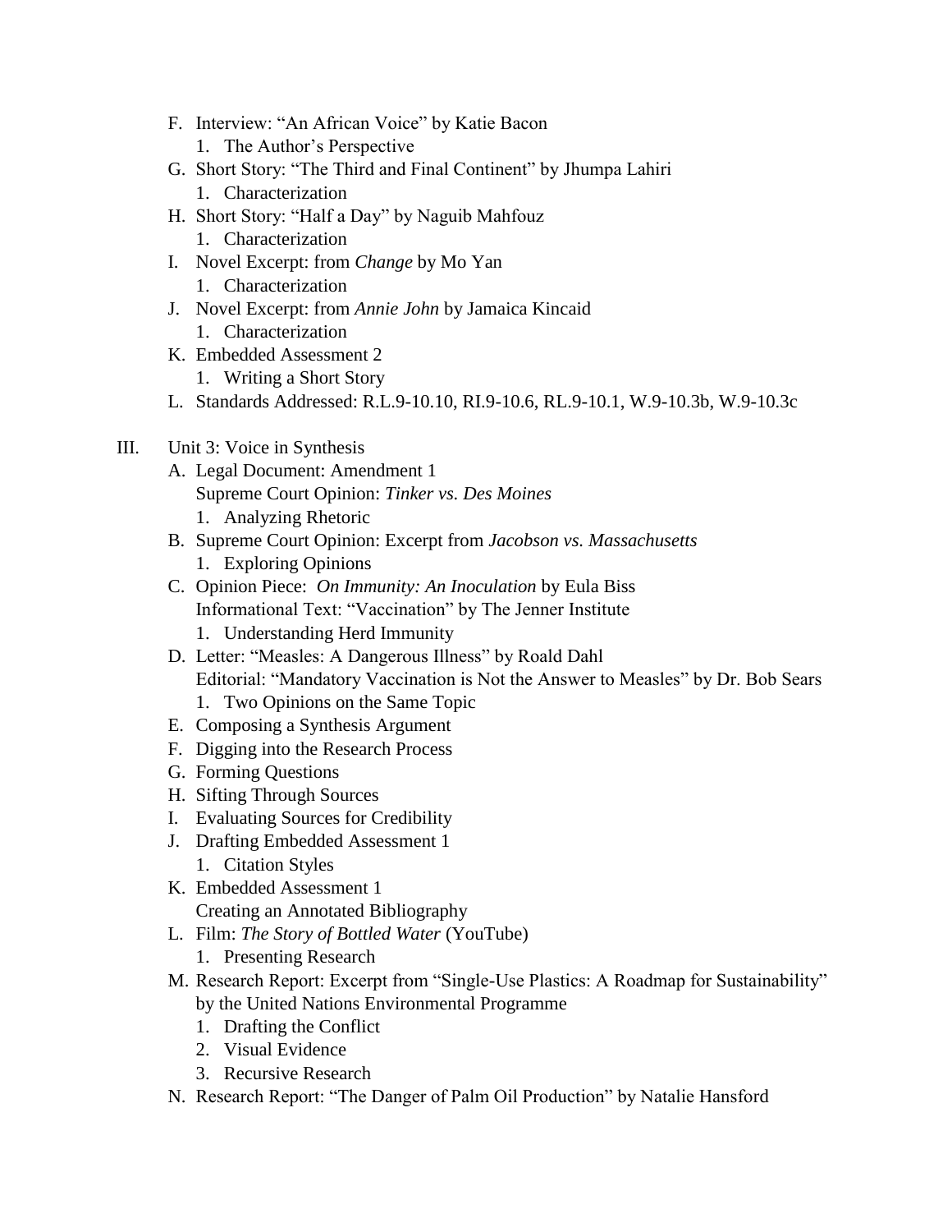F. Interview: "An African Voice" by Katie Bacon
    1. The Author's Perspective
G. Short Story: "The Third and Final Continent" by Jhumpa Lahiri
    1. Characterization
H. Short Story: "Half a Day" by Naguib Mahfouz
    1. Characterization
I. Novel Excerpt: from *Change* by Mo Yan
    1. Characterization
J. Novel Excerpt: from *Annie John* by Jamaica Kincaid
    1. Characterization
K. Embedded Assessment 2
    1. Writing a Short Story
L. Standards Addressed: R.L.9-10.10, RI.9-10.6, RL.9-10.1, W.9-10.3b, W.9-10.3c

III. Unit 3: Voice in Synthesis

A. Legal Document: Amendment 1
    Supreme Court Opinion: *Tinker vs. Des Moines*
    1. Analyzing Rhetoric
B. Supreme Court Opinion: Excerpt from *Jacobson vs. Massachusetts*
    1. Exploring Opinions
C. Opinion Piece: *On Immunity: An Inoculation* by Eula Biss
    Informational Text: "Vaccination" by The Jenner Institute
    1. Understanding Herd Immunity
D. Letter: "Measles: A Dangerous Illness" by Roald Dahl
    Editorial: "Mandatory Vaccination is Not the Answer to Measles" by Dr. Bob Sears
    1. Two Opinions on the Same Topic
E. Composing a Synthesis Argument
F. Digging into the Research Process
G. Forming Questions
H. Sifting Through Sources
I. Evaluating Sources for Credibility
J. Drafting Embedded Assessment 1
    1. Citation Styles
K. Embedded Assessment 1
    Creating an Annotated Bibliography
L. Film: *The Story of Bottled Water* (YouTube)
    1. Presenting Research
M. Research Report: Excerpt from "Single-Use Plastics: A Roadmap for Sustainability" by the United Nations Environmental Programme
    1. Drafting the Conflict
    2. Visual Evidence
    3. Recursive Research
N. Research Report: "The Danger of Palm Oil Production" by Natalie Hansford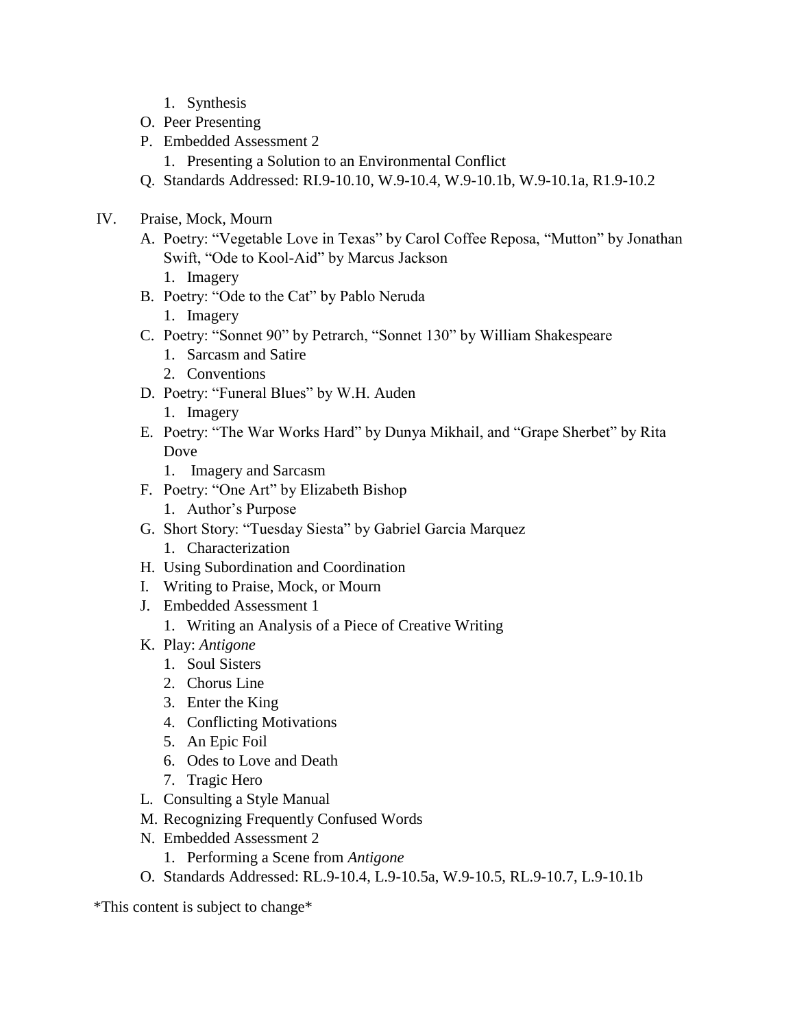1. Synthesis

O. Peer Presenting

P. Embedded Assessment 2

1. Presenting a Solution to an Environmental Conflict

Q. Standards Addressed: RI.9-10.10, W.9-10.4, W.9-10.1b, W.9-10.1a, R1.9-10.2

IV. Praise, Mock, Mourn

A. Poetry: "Vegetable Love in Texas" by Carol Coffee Reposa, "Mutton" by Jonathan Swift, "Ode to Kool-Aid" by Marcus Jackson

1. Imagery

B. Poetry: "Ode to the Cat" by Pablo Neruda

1. Imagery

C. Poetry: "Sonnet 90" by Petrarch, "Sonnet 130" by William Shakespeare

1. Sarcasm and Satire
2. Conventions

D. Poetry: "Funeral Blues" by W.H. Auden

1. Imagery

E. Poetry: "The War Works Hard" by Dunya Mikhail, and "Grape Sherbet" by Rita Dove

1. Imagery and Sarcasm

F. Poetry: "One Art" by Elizabeth Bishop

1. Author's Purpose

G. Short Story: "Tuesday Siesta" by Gabriel Garcia Marquez

1. Characterization

H. Using Subordination and Coordination

I. Writing to Praise, Mock, or Mourn

J. Embedded Assessment 1

1. Writing an Analysis of a Piece of Creative Writing

K. Play: *Antigone*

1. Soul Sisters
2. Chorus Line
3. Enter the King
4. Conflicting Motivations
5. An Epic Foil
6. Odes to Love and Death
7. Tragic Hero

L. Consulting a Style Manual

M. Recognizing Frequently Confused Words

N. Embedded Assessment 2

1. Performing a Scene from *Antigone*

O. Standards Addressed: RL.9-10.4, L.9-10.5a, W.9-10.5, RL.9-10.7, L.9-10.1b

*This content is subject to change*